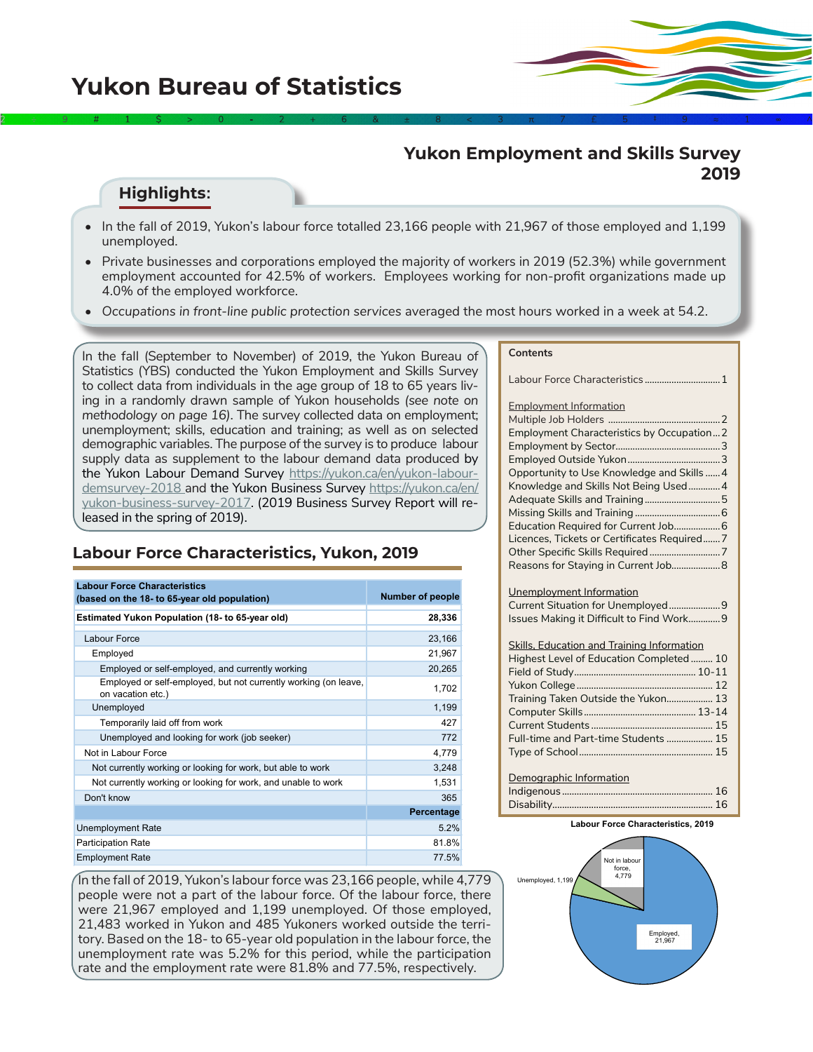# Yukon Bureau of Statistics

## Yukon Employment and Skills Survey 2019

### Highlights:

- In the fall of 2019, Yukon's labour force totalled 23,166 people with 21,967 of those employed and 1,199 unemployed.
- Private businesses and corporations employed the majority of workers in 2019 (52.3%) while government employment accounted for 42.5% of workers. Employees working for non-profit organizations made up 4.0% of the employed workforce.
- *Occupations in front-line public protection services* averaged the most hours worked in a week at 54.2.

In the fall (September to November) of 2019, the Yukon Bureau of Statistics (YBS) conducted the Yukon Employment and Skills Survey to collect data from individuals in the age group of 18 to 65 years living in a randomly drawn sample of Yukon households *(see note on methodology on page 16)*. The survey collected data on employment; unemployment; skills, education and training; as well as on selected demographic variables. The purpose of the survey is to produce labour supply data as supplement to the labour demand data produced by the Yukon Labour Demand Survey https://yukon.ca/en/yukon-labour-demsurvey-2018 and the Yukon Business Survey https://yukon.ca/en/yukon-business-survey-2017. (2019 Business Survey Report will released in the spring of 2019).

**Contents**

Labour Force Characteristics .............................. 1

Employment Information
- Multiple Job Holders .............................. 2
- Employment Characteristics by Occupation ... 2
- Employment by Sector .............................. 3
- Employed Outside Yukon .............................. 3
- Opportunity to Use Knowledge and Skills ...... 4
- Knowledge and Skills Not Being Used ............ 4
- Adequate Skills and Training .............................. 5
- Missing Skills and Training .............................. 6
- Education Required for Current Job .............. 6
- Licences, Tickets or Certificates Required ....... 7
- Other Specific Skills Required .............................. 7
- Reasons for Staying in Current Job ................ 8

Unemployment Information
- Current Situation for Unemployed .................. 9
- Issues Making it Difficult to Find Work ............ 9

Skills, Education and Training Information
- Highest Level of Education Completed ......... 10
- Field of Study .............................. 10-11
- Yukon College .............................. 12
- Training Taken Outside the Yukon ................. 13
- Computer Skills .............................. 13-14
- Current Students .............................. 15
- Full-time and Part-time Students .................. 15
- Type of School .............................. 15

Demographic Information
- Indigenous .............................. 16
- Disability .............................. 16

## Labour Force Characteristics, Yukon, 2019

| Labour Force Characteristics (based on the 18- to 65-year old population) | Number of people |
|---|---|
| **Estimated Yukon Population (18- to 65-year old)** | **28,336** |
| Labour Force | 23,166 |
| Employed | 21,967 |
| Employed or self-employed, and currently working | 20,265 |
| Employed or self-employed, but not currently working (on leave, on vacation etc.) | 1,702 |
| Unemployed | 1,199 |
| Temporarily laid off from work | 427 |
| Unemployed and looking for work (job seeker) | 772 |
| Not in Labour Force | 4,779 |
| Not currently working or looking for work, but able to work | 3,248 |
| Not currently working or looking for work, and unable to work | 1,531 |
| Don't know | 365 |
| | **Percentage** |
| Unemployment Rate | 5.2% |
| Participation Rate | 81.8% |
| Employment Rate | 77.5% |

In the fall of 2019, Yukon's labour force was 23,166 people, while 4,779 people were not a part of the labour force. Of the labour force, there were 21,967 employed and 1,199 unemployed. Of those employed, 21,483 worked in Yukon and 485 Yukoners worked outside the territory. Based on the 18- to 65-year old population in the labour force, the unemployment rate was 5.2% for this period, while the participation rate and the employment rate were 81.8% and 77.5%, respectively.

**Labour Force Characteristics, 2019**

Employed, 21,967; Unemployed, 1,199; Not in labour force, 4,779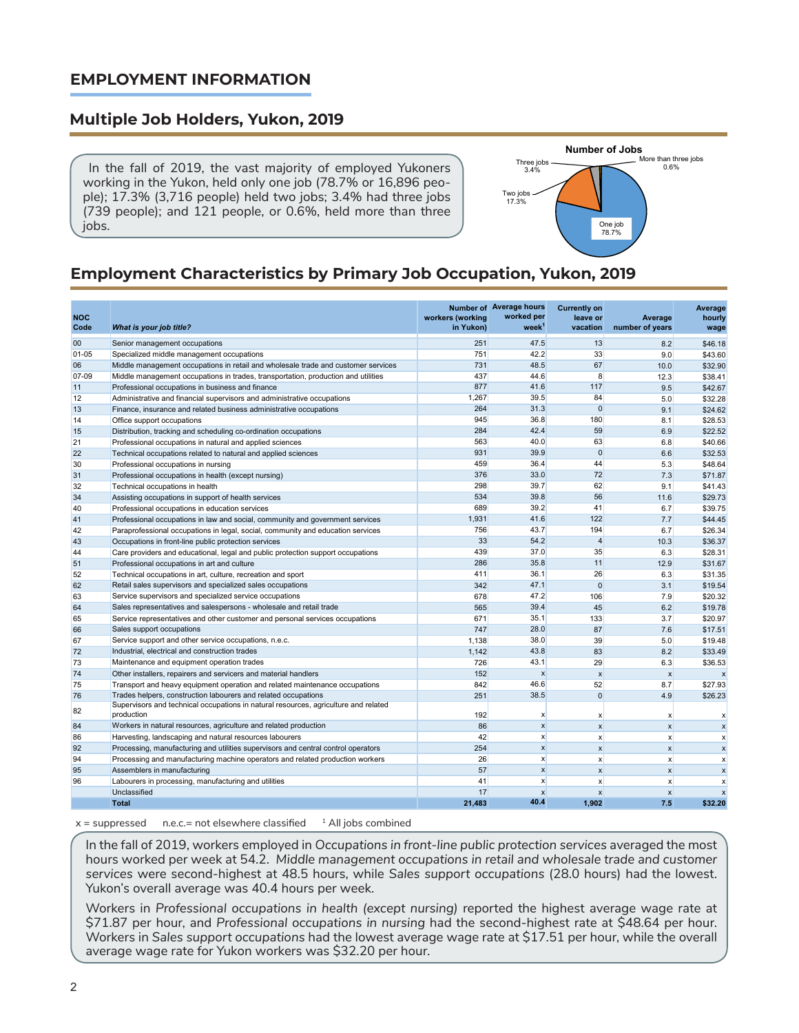## EMPLOYMENT INFORMATION

### Multiple Job Holders, Yukon, 2019

In the fall of 2019, the vast majority of employed Yukoners working in the Yukon, held only one job (78.7% or 16,896 people); 17.3% (3,716 people) held two jobs; 3.4% had three jobs (739 people); and 121 people, or 0.6%, held more than three jobs.

**Number of Jobs**

One job 78.7%
Two jobs 17.3%
Three jobs 3.4%
More than three jobs 0.6%

### Employment Characteristics by Primary Job Occupation, Yukon, 2019

| NOC Code | *What is your job title?* | Number of workers (working in Yukon) | Average hours worked per week[1] | Currently on leave or vacation | Average number of years | Average hourly wage |
|---|---|---|---|---|---|---|
| 00 | Senior management occupations | 251 | 47.5 | 13 | 8.2 | $46.18 |
| 01-05 | Specialized middle management occupations | 751 | 42.2 | 33 | 9.0 | $43.60 |
| 06 | Middle management occupations in retail and wholesale trade and customer services | 731 | 48.5 | 67 | 10.0 | $32.90 |
| 07-09 | Middle management occupations in trades, transportation, production and utilities | 437 | 44.6 | 8 | 12.3 | $38.41 |
| 11 | Professional occupations in business and finance | 877 | 41.6 | 117 | 9.5 | $42.67 |
| 12 | Administrative and financial supervisors and administrative occupations | 1,267 | 39.5 | 84 | 5.0 | $32.28 |
| 13 | Finance, insurance and related business administrative occupations | 264 | 31.3 | 0 | 9.1 | $24.62 |
| 14 | Office support occupations | 945 | 36.8 | 180 | 8.1 | $28.53 |
| 15 | Distribution, tracking and scheduling co-ordination occupations | 284 | 42.4 | 59 | 6.9 | $22.52 |
| 21 | Professional occupations in natural and applied sciences | 563 | 40.0 | 63 | 6.8 | $40.66 |
| 22 | Technical occupations related to natural and applied sciences | 931 | 39.9 | 0 | 6.6 | $32.53 |
| 30 | Professional occupations in nursing | 459 | 36.4 | 44 | 5.3 | $48.64 |
| 31 | Professional occupations in health (except nursing) | 376 | 33.0 | 72 | 7.3 | $71.87 |
| 32 | Technical occupations in health | 298 | 39.7 | 62 | 9.1 | $41.43 |
| 34 | Assisting occupations in support of health services | 534 | 39.8 | 56 | 11.6 | $29.73 |
| 40 | Professional occupations in education services | 689 | 39.2 | 41 | 6.7 | $39.75 |
| 41 | Professional occupations in law and social, community and government services | 1,931 | 41.6 | 122 | 7.7 | $44.45 |
| 42 | Paraprofessional occupations in legal, social, community and education services | 756 | 43.7 | 194 | 6.7 | $26.34 |
| 43 | Occupations in front-line public protection services | 33 | 54.2 | 4 | 10.3 | $36.37 |
| 44 | Care providers and educational, legal and public protection support occupations | 439 | 37.0 | 35 | 6.3 | $28.31 |
| 51 | Professional occupations in art and culture | 286 | 35.8 | 11 | 12.9 | $31.67 |
| 52 | Technical occupations in art, culture, recreation and sport | 411 | 36.1 | 26 | 6.3 | $31.35 |
| 62 | Retail sales supervisors and specialized sales occupations | 342 | 47.1 | 0 | 3.1 | $19.54 |
| 63 | Service supervisors and specialized service occupations | 678 | 47.2 | 106 | 7.9 | $20.32 |
| 64 | Sales representatives and salespersons - wholesale and retail trade | 565 | 39.4 | 45 | 6.2 | $19.78 |
| 65 | Service representatives and other customer and personal services occupations | 671 | 35.1 | 133 | 3.7 | $20.97 |
| 66 | Sales support occupations | 747 | 28.0 | 87 | 7.6 | $17.51 |
| 67 | Service support and other service occupations, n.e.c. | 1,138 | 38.0 | 39 | 5.0 | $19.48 |
| 72 | Industrial, electrical and construction trades | 1,142 | 43.8 | 83 | 8.2 | $33.49 |
| 73 | Maintenance and equipment operation trades | 726 | 43.1 | 29 | 6.3 | $36.53 |
| 74 | Other installers, repairers and servicers and material handlers | 152 | x | x | x | x |
| 75 | Transport and heavy equipment operation and related maintenance occupations | 842 | 46.6 | 52 | 8.7 | $27.93 |
| 76 | Trades helpers, construction labourers and related occupations | 251 | 38.5 | 0 | 4.9 | $26.23 |
| 82 | Supervisors and technical occupations in natural resources, agriculture and related production | 192 | x | x | x | x |
| 84 | Workers in natural resources, agriculture and related production | 86 | x | x | x | x |
| 86 | Harvesting, landscaping and natural resources labourers | 42 | x | x | x | x |
| 92 | Processing, manufacturing and utilities supervisors and central control operators | 254 | x | x | x | x |
| 94 | Processing and manufacturing machine operators and related production workers | 26 | x | x | x | x |
| 95 | Assemblers in manufacturing | 57 | x | x | x | x |
| 96 | Labourers in processing, manufacturing and utilities | 41 | x | x | x | x |
| | Unclassified | 17 | x | x | x | x |
| | **Total** | **21,483** | **40.4** | **1,902** | **7.5** | **$32.20** |

x = suppressed    n.e.c.= not elsewhere classified    [1] All jobs combined

In the fall of 2019, workers employed in *Occupations in front-line public protection services* averaged the most hours worked per week at 54.2. *Middle management occupations in retail and wholesale trade and customer services* were second-highest at 48.5 hours, while *Sales support occupations* (28.0 hours) had the lowest. Yukon's overall average was 40.4 hours per week.

Workers in *Professional occupations in health (except nursing)* reported the highest average wage rate at $71.87 per hour, and *Professional occupations in nursing* had the second-highest rate at $48.64 per hour. Workers in *Sales support occupations* had the lowest average wage rate at $17.51 per hour, while the overall average wage rate for Yukon workers was $32.20 per hour.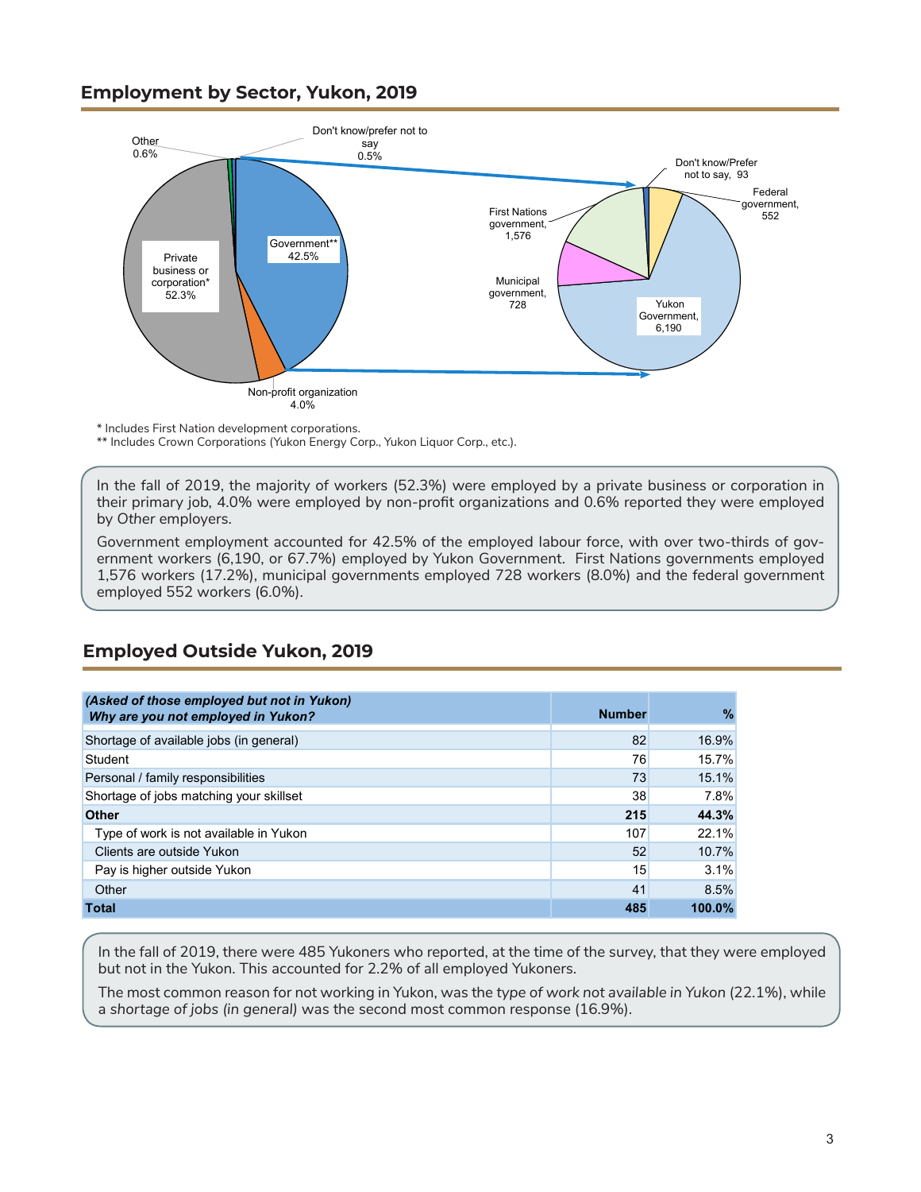## Employment by Sector, Yukon, 2019

Other 0.6%

Don't know/prefer not to say 0.5%

Private business or corporation* 52.3%

Government** 42.5%

Non-profit organization 4.0%

Don't know/Prefer not to say, 93

Federal government, 552

First Nations government, 1,576

Municipal government, 728

Yukon Government, 6,190

\* Includes First Nation development corporations.
\*\* Includes Crown Corporations (Yukon Energy Corp., Yukon Liquor Corp., etc.).

In the fall of 2019, the majority of workers (52.3%) were employed by a private business or corporation in their primary job, 4.0% were employed by non-profit organizations and 0.6% reported they were employed by Other employers.

Government employment accounted for 42.5% of the employed labour force, with over two-thirds of government workers (6,190, or 67.7%) employed by Yukon Government. First Nations governments employed 1,576 workers (17.2%), municipal governments employed 728 workers (8.0%) and the federal government employed 552 workers (6.0%).

## Employed Outside Yukon, 2019

| *(Asked of those employed but not in Yukon)* ***Why are you not employed in Yukon?*** | **Number** | **%** |
|---|---|---|
| Shortage of available jobs (in general) | 82 | 16.9% |
| Student | 76 | 15.7% |
| Personal / family responsibilities | 73 | 15.1% |
| Shortage of jobs matching your skillset | 38 | 7.8% |
| **Other** | **215** | **44.3%** |
| Type of work is not available in Yukon | 107 | 22.1% |
| Clients are outside Yukon | 52 | 10.7% |
| Pay is higher outside Yukon | 15 | 3.1% |
| Other | 41 | 8.5% |
| **Total** | **485** | **100.0%** |

In the fall of 2019, there were 485 Yukoners who reported, at the time of the survey, that they were employed but not in the Yukon. This accounted for 2.2% of all employed Yukoners.

The most common reason for not working in Yukon, was the *type of work not available in Yukon* (22.1%), while a *shortage of jobs (in general)* was the second most common response (16.9%).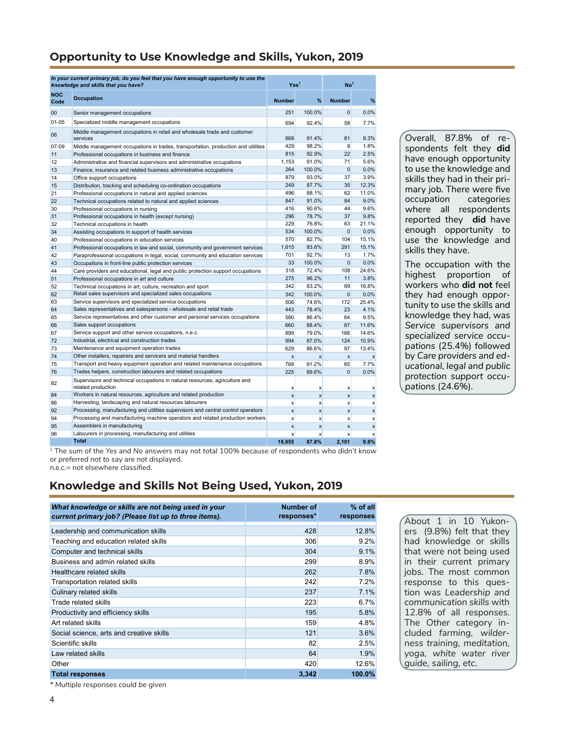## Opportunity to Use Knowledge and Skills, Yukon, 2019

| *In your current primary job, do you feel that you have enough opportunity to use the knowledge and skills that you have?* | | Yes[1] | | No[1] | |
|---|---|---|---|---|---|
| NOC Code | Occupation | Number | % | Number | % |
| 00 | Senior management occupations | 251 | 100.0% | 0 | 0.0% |
| 01-05 | Specialized middle management occupations | 694 | 92.4% | 58 | 7.7% |
| 06 | Middle management occupations in retail and wholesale trade and customer services | 668 | 91.4% | 61 | 8.3% |
| 07-09 | Middle management occupations in trades, transportation, production and utilities | 429 | 98.2% | 8 | 1.8% |
| 11 | Professional occupations in business and finance | 815 | 92.9% | 22 | 2.5% |
| 12 | Administrative and financial supervisors and administrative occupations | 1,153 | 91.0% | 71 | 5.6% |
| 13 | Finance, insurance and related business administrative occupations | 264 | 100.0% | 0 | 0.0% |
| 14 | Office support occupations | 879 | 93.0% | 37 | 3.9% |
| 15 | Distribution, tracking and scheduling co-ordination occupations | 249 | 87.7% | 35 | 12.3% |
| 21 | Professional occupations in natural and applied sciences | 496 | 88.1% | 62 | 11.0% |
| 22 | Technical occupations related to natural and applied sciences | 847 | 91.0% | 84 | 9.0% |
| 30 | Professional occupations in nursing | 416 | 90.6% | 44 | 9.6% |
| 31 | Professional occupations in health (except nursing) | 296 | 78.7% | 37 | 9.8% |
| 32 | Technical occupations in health | 229 | 76.8% | 63 | 21.1% |
| 34 | Assisting occupations in support of health services | 534 | 100.0% | 0 | 0.0% |
| 40 | Professional occupations in education services | 570 | 82.7% | 104 | 15.1% |
| 41 | Professional occupations in law and social, community and government services | 1,615 | 83.6% | 291 | 15.1% |
| 42 | Paraprofessional occupations in legal, social, community and education services | 701 | 92.7% | 13 | 1.7% |
| 43 | Occupations in front-line public protection services | 33 | 100.0% | 0 | 0.0% |
| 44 | Care providers and educational, legal and public protection support occupations | 318 | 72.4% | 108 | 24.6% |
| 51 | Professional occupations in art and culture | 275 | 96.2% | 11 | 3.8% |
| 52 | Technical occupations in art, culture, recreation and sport | 342 | 83.2% | 69 | 16.8% |
| 62 | Retail sales supervisors and specialized sales occupations | 342 | 100.0% | 0 | 0.0% |
| 63 | Service supervisors and specialized service occupations | 506 | 74.6% | 172 | 25.4% |
| 64 | Sales representatives and salespersons - wholesale and retail trade | 443 | 78.4% | 23 | 4.1% |
| 65 | Service representatives and other customer and personal services occupations | 580 | 86.4% | 64 | 9.5% |
| 66 | Sales support occupations | 660 | 88.4% | 87 | 11.6% |
| 67 | Service support and other service occupations, n.e.c. | 899 | 79.0% | 166 | 14.6% |
| 72 | Industrial, electrical and construction trades | 994 | 87.0% | 124 | 10.9% |
| 73 | Maintenance and equipment operation trades | 629 | 86.6% | 97 | 13.4% |
| 74 | Other installers, repairers and servicers and material handlers | x | x | x | x |
| 75 | Transport and heavy equipment operation and related maintenance occupations | 768 | 91.2% | 65 | 7.7% |
| 76 | Trades helpers, construction labourers and related occupations | 225 | 89.6% | 0 | 0.0% |
| 82 | Supervisors and technical occupations in natural resources, agriculture and related production | x | x | x | x |
| 84 | Workers in natural resources, agriculture and related production | x | x | x | x |
| 86 | Harvesting, landscaping and natural resources labourers | x | x | x | x |
| 92 | Processing, manufacturing and utilities supervisors and central control operators | x | x | x | x |
| 94 | Processing and manufacturing machine operators and related production workers | x | x | x | x |
| 95 | Assemblers in manufacturing | x | x | x | x |
| 96 | Labourers in processing, manufacturing and utilities | x | x | x | x |
| | **Total** | **18,855** | **87.8%** | **2,101** | **9.8%** |

[1] The sum of the Yes and No answers may not total 100% because of respondents who *didn't know* or *preferred not to say* are not displayed.
n.e.c.= not elsewhere classified.

Overall, 87.8% of respondents felt they **did** have enough opportunity to use the knowledge and skills they had in their primary job. There were five occupation categories where all respondents reported they **did** have enough opportunity to use the knowledge and skills they have.

The occupation with the highest proportion of workers who **did not** feel they had enough opportunity to use the skills and knowledge they had, was *Service supervisors and specialized service occupations* (25.4%) followed by *Care providers and educational, legal and public protection support occupations* (24.6%).

## Knowledge and Skills Not Being Used, Yukon, 2019

| *What knowledge or skills are not being used in your current primary job? (Please list up to three items).* | Number of responses* | % of all responses |
|---|---|---|
| Leadership and communication skills | 428 | 12.8% |
| Teaching and education related skills | 306 | 9.2% |
| Computer and technical skills | 304 | 9.1% |
| Business and admin related skills | 299 | 8.9% |
| Healthcare related skills | 262 | 7.8% |
| Transportation related skills | 242 | 7.2% |
| Culinary related skills | 237 | 7.1% |
| Trade related skills | 223 | 6.7% |
| Productivity and efficiency skills | 195 | 5.8% |
| Art related skills | 159 | 4.8% |
| Social science, arts and creative skills | 121 | 3.6% |
| Scientific skills | 82 | 2.5% |
| Law related skills | 64 | 1.9% |
| Other | 420 | 12.6% |
| **Total responses** | **3,342** | **100.0%** |

*\* Multiple responses could be given*

About 1 in 10 Yukoners (9.8%) felt that they had knowledge or skills that were not being used in their current primary jobs. The most common response to this question was *Leadership and communication skills* with 12.8% of all responses. The Other category included *farming, wilderness training, meditation, yoga, white water river guide, sailing*, etc.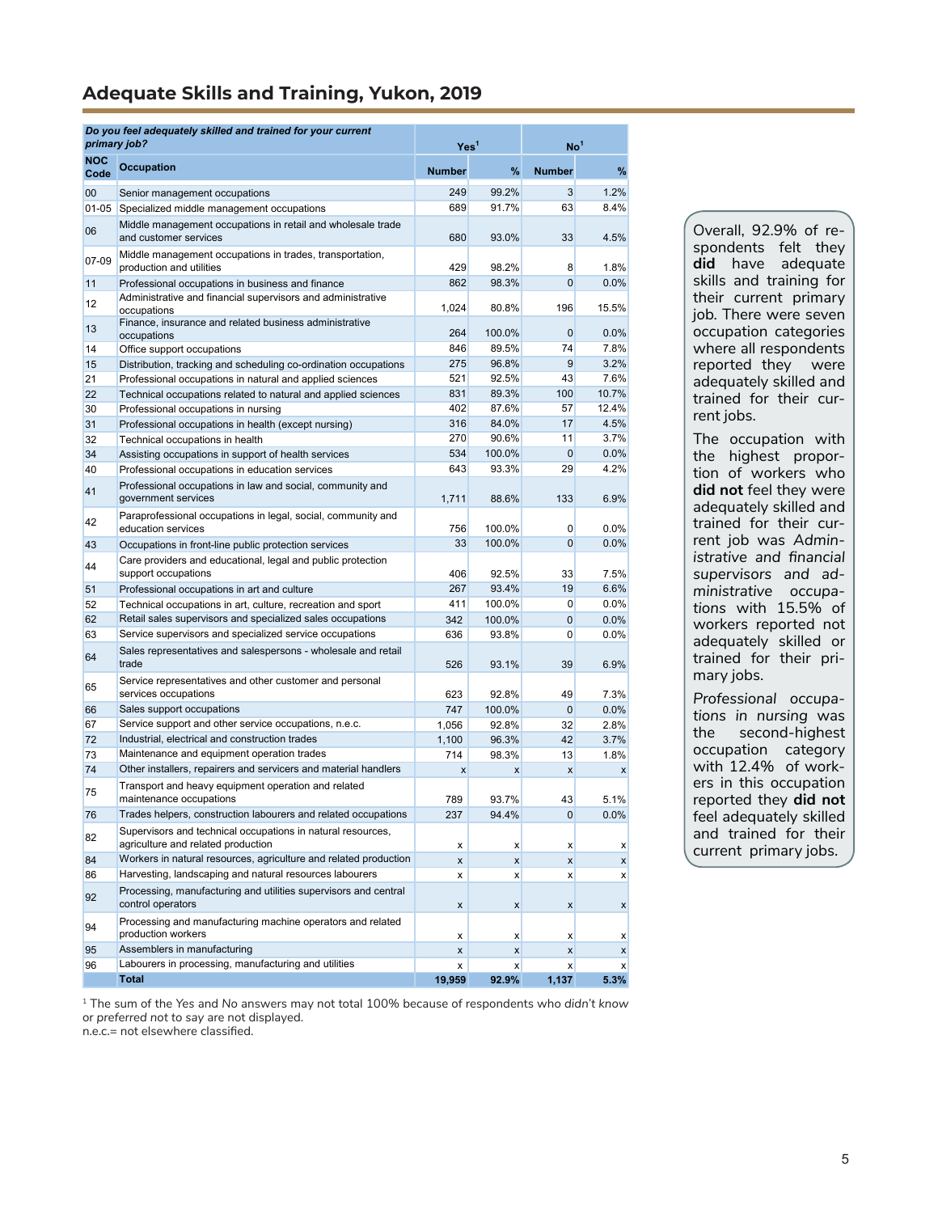## Adequate Skills and Training, Yukon, 2019

| *Do you feel adequately skilled and trained for your current primary job?* | | Yes[1] | | No[1] | |
|---|---|---|---|---|---|
| **NOC Code** | **Occupation** | **Number** | **%** | **Number** | **%** |
| 00 | Senior management occupations | 249 | 99.2% | 3 | 1.2% |
| 01-05 | Specialized middle management occupations | 689 | 91.7% | 63 | 8.4% |
| 06 | Middle management occupations in retail and wholesale trade and customer services | 680 | 93.0% | 33 | 4.5% |
| 07-09 | Middle management occupations in trades, transportation, production and utilities | 429 | 98.2% | 8 | 1.8% |
| 11 | Professional occupations in business and finance | 862 | 98.3% | 0 | 0.0% |
| 12 | Administrative and financial supervisors and administrative occupations | 1,024 | 80.8% | 196 | 15.5% |
| 13 | Finance, insurance and related business administrative occupations | 264 | 100.0% | 0 | 0.0% |
| 14 | Office support occupations | 846 | 89.5% | 74 | 7.8% |
| 15 | Distribution, tracking and scheduling co-ordination occupations | 275 | 96.8% | 9 | 3.2% |
| 21 | Professional occupations in natural and applied sciences | 521 | 92.5% | 43 | 7.6% |
| 22 | Technical occupations related to natural and applied sciences | 831 | 89.3% | 100 | 10.7% |
| 30 | Professional occupations in nursing | 402 | 87.6% | 57 | 12.4% |
| 31 | Professional occupations in health (except nursing) | 316 | 84.0% | 17 | 4.5% |
| 32 | Technical occupations in health | 270 | 90.6% | 11 | 3.7% |
| 34 | Assisting occupations in support of health services | 534 | 100.0% | 0 | 0.0% |
| 40 | Professional occupations in education services | 643 | 93.3% | 29 | 4.2% |
| 41 | Professional occupations in law and social, community and government services | 1,711 | 88.6% | 133 | 6.9% |
| 42 | Paraprofessional occupations in legal, social, community and education services | 756 | 100.0% | 0 | 0.0% |
| 43 | Occupations in front-line public protection services | 33 | 100.0% | 0 | 0.0% |
| 44 | Care providers and educational, legal and public protection support occupations | 406 | 92.5% | 33 | 7.5% |
| 51 | Professional occupations in art and culture | 267 | 93.4% | 19 | 6.6% |
| 52 | Technical occupations in art, culture, recreation and sport | 411 | 100.0% | 0 | 0.0% |
| 62 | Retail sales supervisors and specialized sales occupations | 342 | 100.0% | 0 | 0.0% |
| 63 | Service supervisors and specialized service occupations | 636 | 93.8% | 0 | 0.0% |
| 64 | Sales representatives and salespersons - wholesale and retail trade | 526 | 93.1% | 39 | 6.9% |
| 65 | Service representatives and other customer and personal services occupations | 623 | 92.8% | 49 | 7.3% |
| 66 | Sales support occupations | 747 | 100.0% | 0 | 0.0% |
| 67 | Service support and other service occupations, n.e.c. | 1,056 | 92.8% | 32 | 2.8% |
| 72 | Industrial, electrical and construction trades | 1,100 | 96.3% | 42 | 3.7% |
| 73 | Maintenance and equipment operation trades | 714 | 98.3% | 13 | 1.8% |
| 74 | Other installers, repairers and servicers and material handlers | x | x | x | x |
| 75 | Transport and heavy equipment operation and related maintenance occupations | 789 | 93.7% | 43 | 5.1% |
| 76 | Trades helpers, construction labourers and related occupations | 237 | 94.4% | 0 | 0.0% |
| 82 | Supervisors and technical occupations in natural resources, agriculture and related production | x | x | x | x |
| 84 | Workers in natural resources, agriculture and related production | x | x | x | x |
| 86 | Harvesting, landscaping and natural resources labourers | x | x | x | x |
| 92 | Processing, manufacturing and utilities supervisors and central control operators | x | x | x | x |
| 94 | Processing and manufacturing machine operators and related production workers | x | x | x | x |
| 95 | Assemblers in manufacturing | x | x | x | x |
| 96 | Labourers in processing, manufacturing and utilities | x | x | x | x |
| | **Total** | **19,959** | **92.9%** | **1,137** | **5.3%** |

[1] The sum of the Yes and No answers may not total 100% because of respondents who *didn't know* or *preferred not to say* are not displayed.
n.e.c.= not elsewhere classified.

Overall, 92.9% of respondents felt they **did** have adequate skills and training for their current primary job. There were seven occupation categories where all respondents reported they were adequately skilled and trained for their current jobs.

The occupation with the highest proportion of workers who **did not** feel they were adequately skilled and trained for their current job was *Administrative and financial supervisors and administrative occupations* with 15.5% of workers reported not adequately skilled or trained for their primary jobs.

*Professional occupations in nursing* was the second-highest occupation category with 12.4% of workers in this occupation reported they **did not** feel adequately skilled and trained for their current primary jobs.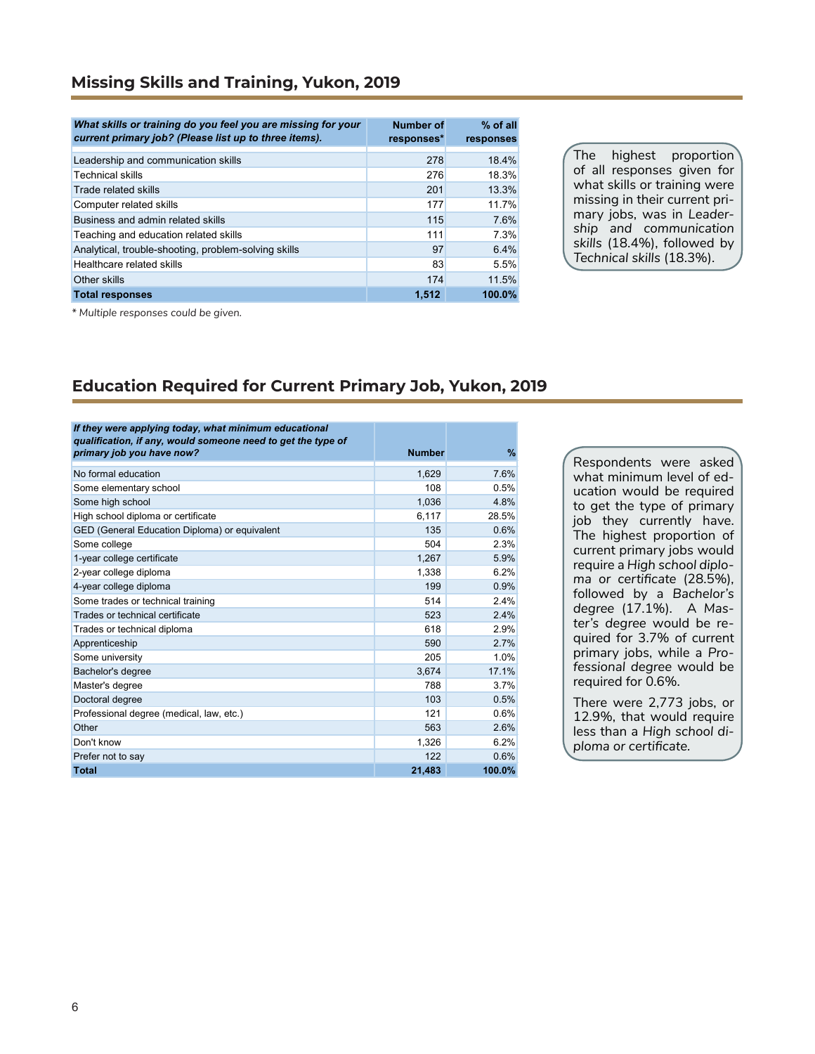## Missing Skills and Training, Yukon, 2019

| *What skills or training do you feel you are missing for your current primary job? (Please list up to three items).* | Number of responses* | % of all responses |
|---|---|---|
| Leadership and communication skills | 278 | 18.4% |
| Technical skills | 276 | 18.3% |
| Trade related skills | 201 | 13.3% |
| Computer related skills | 177 | 11.7% |
| Business and admin related skills | 115 | 7.6% |
| Teaching and education related skills | 111 | 7.3% |
| Analytical, trouble-shooting, problem-solving skills | 97 | 6.4% |
| Healthcare related skills | 83 | 5.5% |
| Other skills | 174 | 11.5% |
| **Total responses** | **1,512** | **100.0%** |

*\* Multiple responses could be given.*

The highest proportion of all responses given for what skills or training were missing in their current primary jobs, was in *Leadership and communication skills* (18.4%), followed by *Technical skills* (18.3%).

## Education Required for Current Primary Job, Yukon, 2019

| *If they were applying today, what minimum educational qualification, if any, would someone need to get the type of primary job you have now?* | Number | % |
|---|---|---|
| No formal education | 1,629 | 7.6% |
| Some elementary school | 108 | 0.5% |
| Some high school | 1,036 | 4.8% |
| High school diploma or certificate | 6,117 | 28.5% |
| GED (General Education Diploma) or equivalent | 135 | 0.6% |
| Some college | 504 | 2.3% |
| 1-year college certificate | 1,267 | 5.9% |
| 2-year college diploma | 1,338 | 6.2% |
| 4-year college diploma | 199 | 0.9% |
| Some trades or technical training | 514 | 2.4% |
| Trades or technical certificate | 523 | 2.4% |
| Trades or technical diploma | 618 | 2.9% |
| Apprenticeship | 590 | 2.7% |
| Some university | 205 | 1.0% |
| Bachelor's degree | 3,674 | 17.1% |
| Master's degree | 788 | 3.7% |
| Doctoral degree | 103 | 0.5% |
| Professional degree (medical, law, etc.) | 121 | 0.6% |
| Other | 563 | 2.6% |
| Don't know | 1,326 | 6.2% |
| Prefer not to say | 122 | 0.6% |
| **Total** | **21,483** | **100.0%** |

Respondents were asked what minimum level of education would be required to get the type of primary job they currently have. The highest proportion of current primary jobs would require a *High school diploma or certificate* (28.5%), followed by a *Bachelor's degree* (17.1%). A *Master's degree* would be required for 3.7% of current primary jobs, while a *Professional degree* would be required for 0.6%.

There were 2,773 jobs, or 12.9%, that would require less than a *High school diploma or certificate.*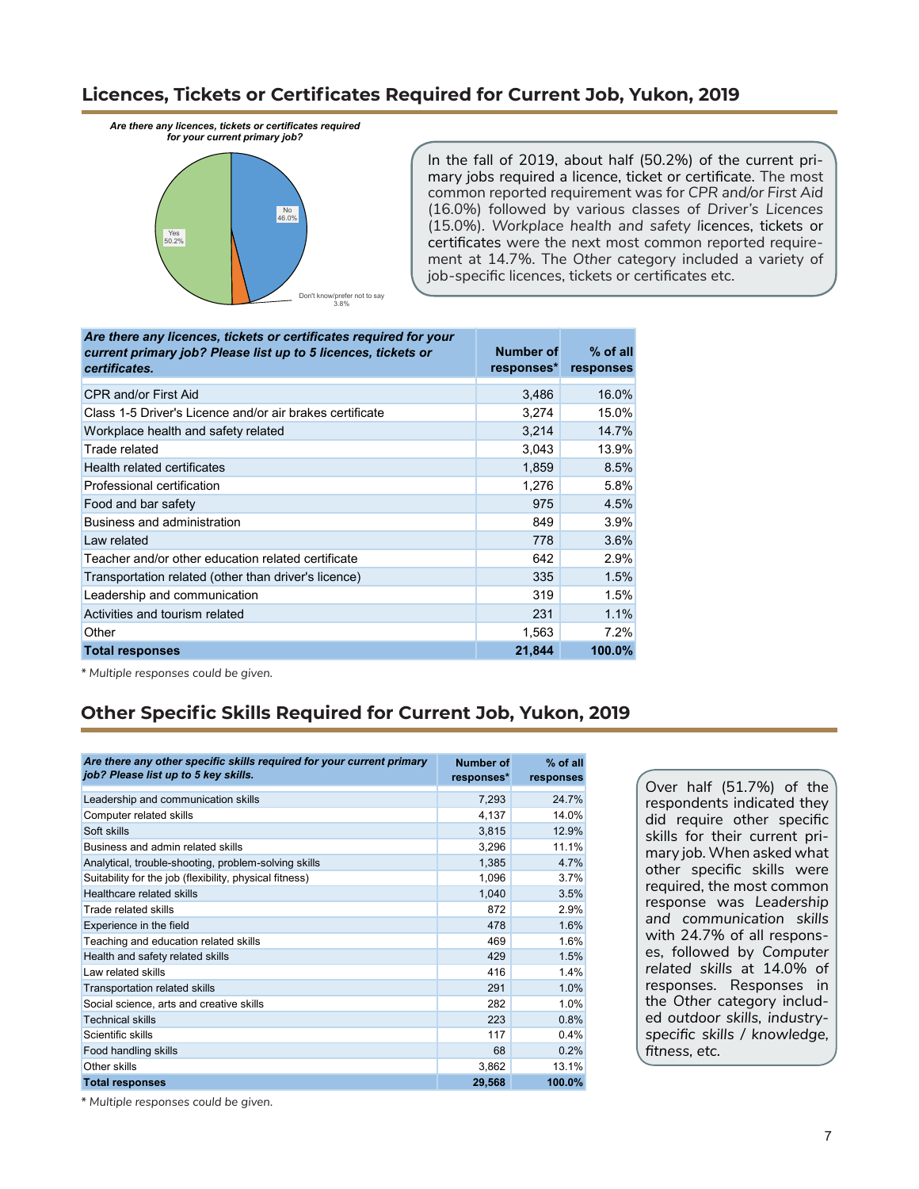## Licences, Tickets or Certificates Required for Current Job, Yukon, 2019

*Are there any licences, tickets or certificates required for your current primary job?*

Yes 50.2%

No 46.0%

Don't know/prefer not to say 3.8%

In the fall of 2019, about half (50.2%) of the current primary jobs required a licence, ticket or certificate. The most common reported requirement was for *CPR and/or First Aid* (16.0%) followed by various classes of *Driver's Licences* (15.0%). *Workplace health and safety* licences, tickets or certificates were the next most common reported requirement at 14.7%. The Other category included a variety of job-specific licences, tickets or certificates etc.

| *Are there any licences, tickets or certificates required for your current primary job? Please list up to 5 licences, tickets or certificates.* | Number of responses* | % of all responses |
|---|---|---|
| CPR and/or First Aid | 3,486 | 16.0% |
| Class 1-5 Driver's Licence and/or air brakes certificate | 3,274 | 15.0% |
| Workplace health and safety related | 3,214 | 14.7% |
| Trade related | 3,043 | 13.9% |
| Health related certificates | 1,859 | 8.5% |
| Professional certification | 1,276 | 5.8% |
| Food and bar safety | 975 | 4.5% |
| Business and administration | 849 | 3.9% |
| Law related | 778 | 3.6% |
| Teacher and/or other education related certificate | 642 | 2.9% |
| Transportation related (other than driver's licence) | 335 | 1.5% |
| Leadership and communication | 319 | 1.5% |
| Activities and tourism related | 231 | 1.1% |
| Other | 1,563 | 7.2% |
| **Total responses** | **21,844** | **100.0%** |

*\* Multiple responses could be given.*

## Other Specific Skills Required for Current Job, Yukon, 2019

| *Are there any other specific skills required for your current primary job? Please list up to 5 key skills.* | Number of responses* | % of all responses |
|---|---|---|
| Leadership and communication skills | 7,293 | 24.7% |
| Computer related skills | 4,137 | 14.0% |
| Soft skills | 3,815 | 12.9% |
| Business and admin related skills | 3,296 | 11.1% |
| Analytical, trouble-shooting, problem-solving skills | 1,385 | 4.7% |
| Suitability for the job (flexibility, physical fitness) | 1,096 | 3.7% |
| Healthcare related skills | 1,040 | 3.5% |
| Trade related skills | 872 | 2.9% |
| Experience in the field | 478 | 1.6% |
| Teaching and education related skills | 469 | 1.6% |
| Health and safety related skills | 429 | 1.5% |
| Law related skills | 416 | 1.4% |
| Transportation related skills | 291 | 1.0% |
| Social science, arts and creative skills | 282 | 1.0% |
| Technical skills | 223 | 0.8% |
| Scientific skills | 117 | 0.4% |
| Food handling skills | 68 | 0.2% |
| Other skills | 3,862 | 13.1% |
| **Total responses** | **29,568** | **100.0%** |

*\* Multiple responses could be given.*

Over half (51.7%) of the respondents indicated they did require other specific skills for their current primary job. When asked what other specific skills were required, the most common response was *Leadership and communication skills* with 24.7% of all responses, followed by *Computer related skills* at 14.0% of responses. Responses in the Other category included *outdoor skills, industry-specific skills / knowledge, fitness*, etc.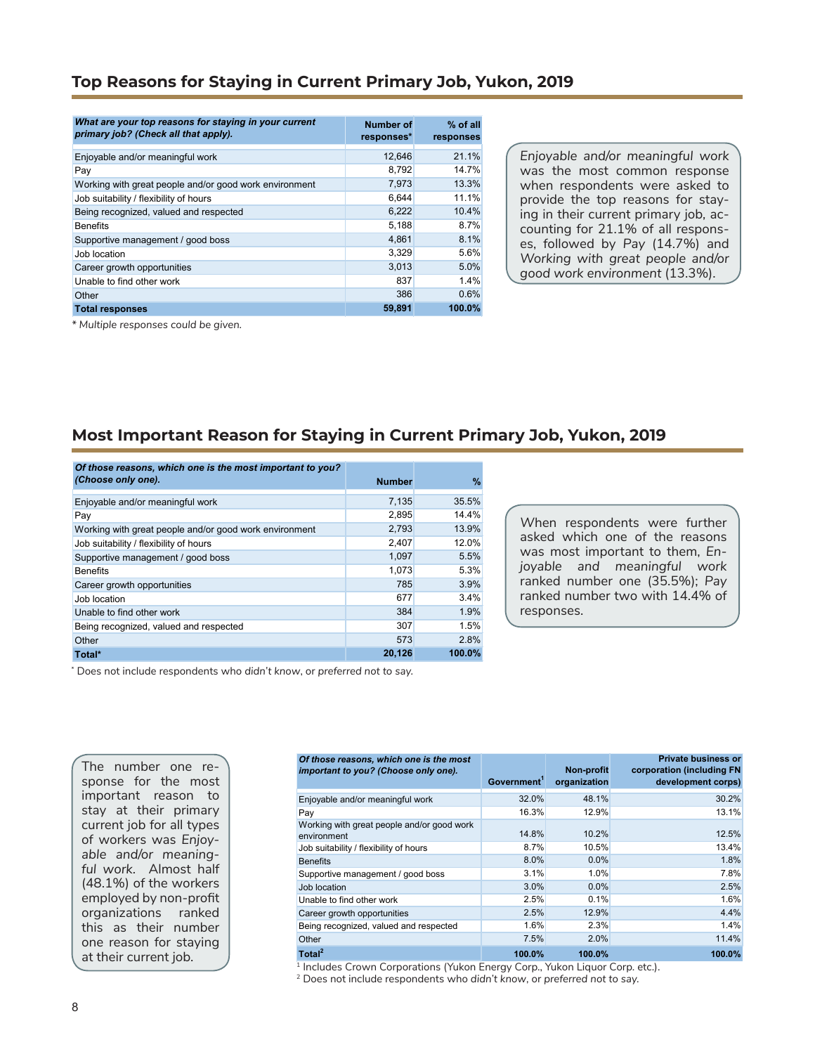## Top Reasons for Staying in Current Primary Job, Yukon, 2019

| *What are your top reasons for staying in your current primary job? (Check all that apply).* | Number of responses* | % of all responses |
|---|---|---|
| Enjoyable and/or meaningful work | 12,646 | 21.1% |
| Pay | 8,792 | 14.7% |
| Working with great people and/or good work environment | 7,973 | 13.3% |
| Job suitability / flexibility of hours | 6,644 | 11.1% |
| Being recognized, valued and respected | 6,222 | 10.4% |
| Benefits | 5,188 | 8.7% |
| Supportive management / good boss | 4,861 | 8.1% |
| Job location | 3,329 | 5.6% |
| Career growth opportunities | 3,013 | 5.0% |
| Unable to find other work | 837 | 1.4% |
| Other | 386 | 0.6% |
| **Total responses** | **59,891** | **100.0%** |

* *Multiple responses could be given.*

*Enjoyable and/or meaningful work* was the most common response when respondents were asked to provide the top reasons for staying in their current primary job, accounting for 21.1% of all responses, followed by *Pay* (14.7%) and *Working with great people and/or good work environment* (13.3%).

## Most Important Reason for Staying in Current Primary Job, Yukon, 2019

| *Of those reasons, which one is the most important to you? (Choose only one).* | Number | % |
|---|---|---|
| Enjoyable and/or meaningful work | 7,135 | 35.5% |
| Pay | 2,895 | 14.4% |
| Working with great people and/or good work environment | 2,793 | 13.9% |
| Job suitability / flexibility of hours | 2,407 | 12.0% |
| Supportive management / good boss | 1,097 | 5.5% |
| Benefits | 1,073 | 5.3% |
| Career growth opportunities | 785 | 3.9% |
| Job location | 677 | 3.4% |
| Unable to find other work | 384 | 1.9% |
| Being recognized, valued and respected | 307 | 1.5% |
| Other | 573 | 2.8% |
| **Total*** | **20,126** | **100.0%** |

* Does not include respondents who *didn't know*, or *preferred not to say*.

When respondents were further asked which one of the reasons was most important to them, *Enjoyable and meaningful work* ranked number one (35.5%); *Pay* ranked number two with 14.4% of responses.

The number one response for the most important reason to stay at their primary current job for all types of workers was *Enjoyable and/or meaningful work*. Almost half (48.1%) of the workers employed by non-profit organizations ranked this as their number one reason for staying at their current job.

| *Of those reasons, which one is the most important to you? (Choose only one).* | Government[1] | Non-profit organization | Private business or corporation (including FN development corps) |
|---|---|---|---|
| Enjoyable and/or meaningful work | 32.0% | 48.1% | 30.2% |
| Pay | 16.3% | 12.9% | 13.1% |
| Working with great people and/or good work environment | 14.8% | 10.2% | 12.5% |
| Job suitability / flexibility of hours | 8.7% | 10.5% | 13.4% |
| Benefits | 8.0% | 0.0% | 1.8% |
| Supportive management / good boss | 3.1% | 1.0% | 7.8% |
| Job location | 3.0% | 0.0% | 2.5% |
| Unable to find other work | 2.5% | 0.1% | 1.6% |
| Career growth opportunities | 2.5% | 12.9% | 4.4% |
| Being recognized, valued and respected | 1.6% | 2.3% | 1.4% |
| Other | 7.5% | 2.0% | 11.4% |
| **Total[2]** | **100.0%** | **100.0%** | **100.0%** |

[1] Includes Crown Corporations (Yukon Energy Corp., Yukon Liquor Corp. etc.).
[2] Does not include respondents who *didn't know*, or *preferred not to say*.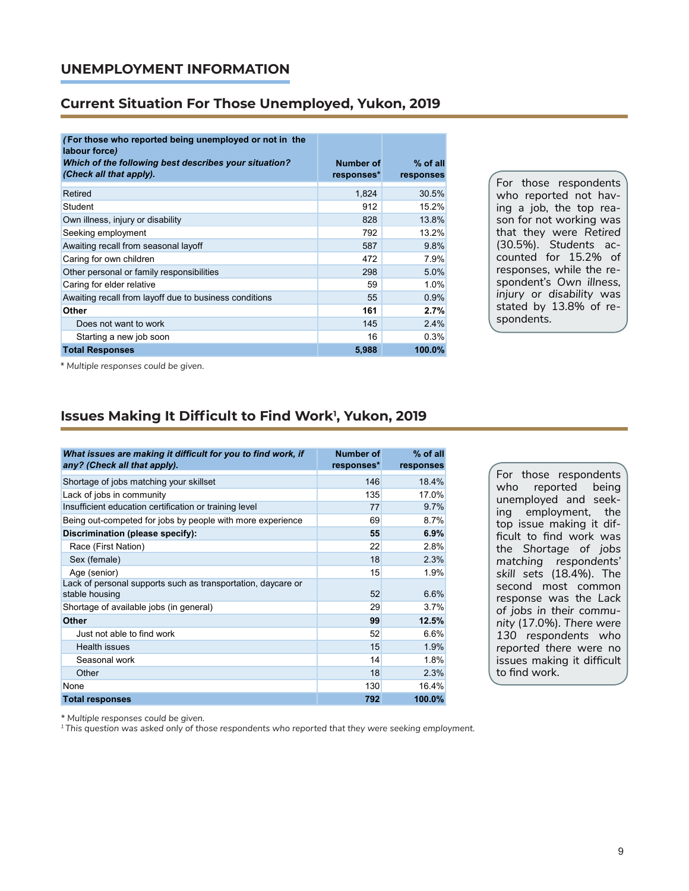## UNEMPLOYMENT INFORMATION

### Current Situation For Those Unemployed, Yukon, 2019

| ***(For those who reported being unemployed or not in the labour force) Which of the following best describes your situation? (Check all that apply).*** | **Number of responses*** | **% of all responses** |
|---|---|---|
| Retired | 1,824 | 30.5% |
| Student | 912 | 15.2% |
| Own illness, injury or disability | 828 | 13.8% |
| Seeking employment | 792 | 13.2% |
| Awaiting recall from seasonal layoff | 587 | 9.8% |
| Caring for own children | 472 | 7.9% |
| Other personal or family responsibilities | 298 | 5.0% |
| Caring for elder relative | 59 | 1.0% |
| Awaiting recall from layoff due to business conditions | 55 | 0.9% |
| **Other** | **161** | **2.7%** |
| Does not want to work | 145 | 2.4% |
| Starting a new job soon | 16 | 0.3% |
| **Total Responses** | **5,988** | **100.0%** |

*\* Multiple responses could be given.*

For those respondents who reported not having a job, the top reason for not working was that they were *Retired* (30.5%). *Students* accounted for 15.2% of responses, while the respondent's *Own illness, injury or disability* was stated by 13.8% of respondents.

### Issues Making It Difficult to Find Work[1], Yukon, 2019

| ***What issues are making it difficult for you to find work, if any? (Check all that apply).*** | **Number of responses*** | **% of all responses** |
|---|---|---|
| Shortage of jobs matching your skillset | 146 | 18.4% |
| Lack of jobs in community | 135 | 17.0% |
| Insufficient education certification or training level | 77 | 9.7% |
| Being out-competed for jobs by people with more experience | 69 | 8.7% |
| **Discrimination (please specify):** | **55** | **6.9%** |
| Race (First Nation) | 22 | 2.8% |
| Sex (female) | 18 | 2.3% |
| Age (senior) | 15 | 1.9% |
| Lack of personal supports such as transportation, daycare or stable housing | 52 | 6.6% |
| Shortage of available jobs (in general) | 29 | 3.7% |
| **Other** | **99** | **12.5%** |
| Just not able to find work | 52 | 6.6% |
| Health issues | 15 | 1.9% |
| Seasonal work | 14 | 1.8% |
| Other | 18 | 2.3% |
| None | 130 | 16.4% |
| **Total responses** | **792** | **100.0%** |

*\* Multiple responses could be given.*
*[1] This question was asked only of those respondents who reported that they were seeking employment.*

For those respondents who reported being unemployed and seeking employment, the top issue making it difficult to find work was the *Shortage of jobs matching respondents' skill sets* (18.4%). The second most common response was the *Lack of jobs in their community* (17.0%). *There were 130 respondents who reported* there were no issues making it difficult to find work.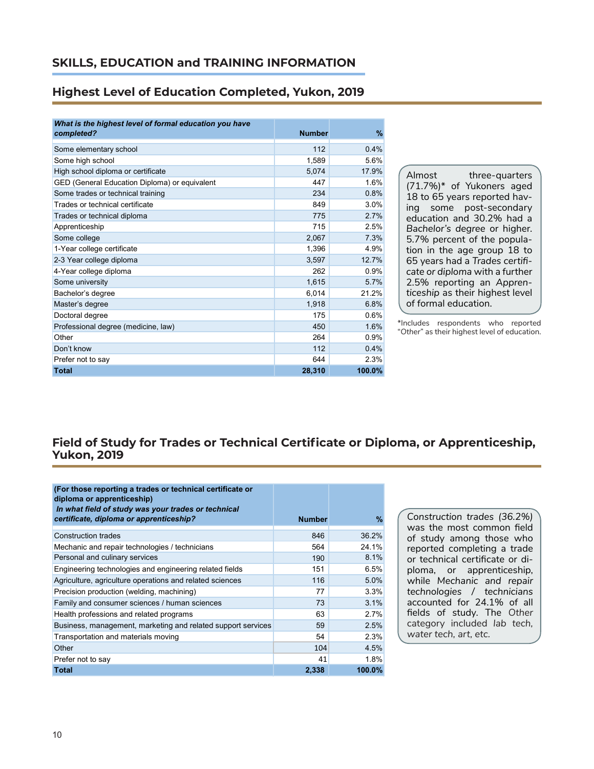## SKILLS, EDUCATION and TRAINING INFORMATION

### Highest Level of Education Completed, Yukon, 2019

| ***What is the highest level of formal education you have completed?*** | **Number** | **%** |
|---|---|---|
| Some elementary school | 112 | 0.4% |
| Some high school | 1,589 | 5.6% |
| High school diploma or certificate | 5,074 | 17.9% |
| GED (General Education Diploma) or equivalent | 447 | 1.6% |
| Some trades or technical training | 234 | 0.8% |
| Trades or technical certificate | 849 | 3.0% |
| Trades or technical diploma | 775 | 2.7% |
| Apprenticeship | 715 | 2.5% |
| Some college | 2,067 | 7.3% |
| 1-Year college certificate | 1,396 | 4.9% |
| 2-3 Year college diploma | 3,597 | 12.7% |
| 4-Year college diploma | 262 | 0.9% |
| Some university | 1,615 | 5.7% |
| Bachelor's degree | 6,014 | 21.2% |
| Master's degree | 1,918 | 6.8% |
| Doctoral degree | 175 | 0.6% |
| Professional degree (medicine, law) | 450 | 1.6% |
| Other | 264 | 0.9% |
| Don't know | 112 | 0.4% |
| Prefer not to say | 644 | 2.3% |
| **Total** | **28,310** | **100.0%** |

Almost three-quarters (71.7%)* of Yukoners aged 18 to 65 years reported having some post-secondary education and 30.2% had a *Bachelor's degree* or higher. 5.7% percent of the population in the age group 18 to 65 years had a *Trades certificate or diploma* with a further 2.5% reporting an *Apprenticeship* as their highest level of formal education.

*Includes respondents who reported "Other" as their highest level of education.

### Field of Study for Trades or Technical Certificate or Diploma, or Apprenticeship, Yukon, 2019

| **(For those reporting a trades or technical certificate or diploma or apprenticeship)** ***In what field of study was your trades or technical certificate, diploma or apprenticeship?*** | **Number** | **%** |
|---|---|---|
| Construction trades | 846 | 36.2% |
| Mechanic and repair technologies / technicians | 564 | 24.1% |
| Personal and culinary services | 190 | 8.1% |
| Engineering technologies and engineering related fields | 151 | 6.5% |
| Agriculture, agriculture operations and related sciences | 116 | 5.0% |
| Precision production (welding, machining) | 77 | 3.3% |
| Family and consumer sciences / human sciences | 73 | 3.1% |
| Health professions and related programs | 63 | 2.7% |
| Business, management, marketing and related support services | 59 | 2.5% |
| Transportation and materials moving | 54 | 2.3% |
| Other | 104 | 4.5% |
| Prefer not to say | 41 | 1.8% |
| **Total** | **2,338** | **100.0%** |

*Construction trades* (36.2%) was the most common field of study among those who reported completing a trade or technical certificate or diploma, or apprenticeship, while *Mechanic and repair technologies / technicians* accounted for 24.1% of all fields of study. The Other category included *lab tech, water tech, art, etc.*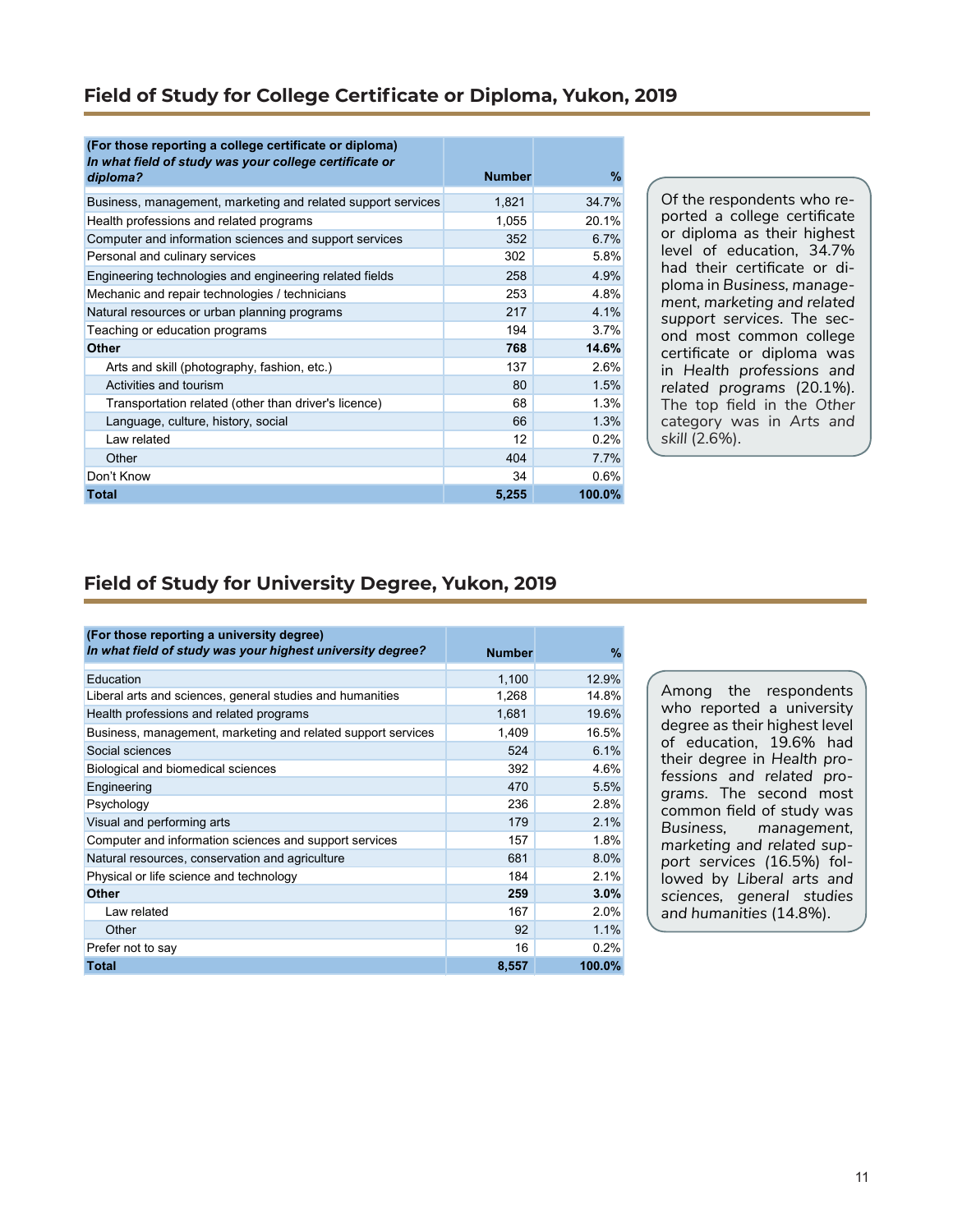## Field of Study for College Certificate or Diploma, Yukon, 2019

| (For those reporting a college certificate or diploma) *In what field of study was your college certificate or diploma?* | Number | % |
|---|---|---|
| Business, management, marketing and related support services | 1,821 | 34.7% |
| Health professions and related programs | 1,055 | 20.1% |
| Computer and information sciences and support services | 352 | 6.7% |
| Personal and culinary services | 302 | 5.8% |
| Engineering technologies and engineering related fields | 258 | 4.9% |
| Mechanic and repair technologies / technicians | 253 | 4.8% |
| Natural resources or urban planning programs | 217 | 4.1% |
| Teaching or education programs | 194 | 3.7% |
| **Other** | **768** | **14.6%** |
| Arts and skill (photography, fashion, etc.) | 137 | 2.6% |
| Activities and tourism | 80 | 1.5% |
| Transportation related (other than driver's licence) | 68 | 1.3% |
| Language, culture, history, social | 66 | 1.3% |
| Law related | 12 | 0.2% |
| Other | 404 | 7.7% |
| Don't Know | 34 | 0.6% |
| **Total** | **5,255** | **100.0%** |

Of the respondents who reported a college certificate or diploma as their highest level of education, 34.7% had their certificate or diploma in *Business, management, marketing and related support services*. The second most common college certificate or diploma was in *Health professions and related programs* (20.1%). The top field in the Other category was in *Arts and skill* (2.6%).

## Field of Study for University Degree, Yukon, 2019

| (For those reporting a university degree) *In what field of study was your highest university degree?* | Number | % |
|---|---|---|
| Education | 1,100 | 12.9% |
| Liberal arts and sciences, general studies and humanities | 1,268 | 14.8% |
| Health professions and related programs | 1,681 | 19.6% |
| Business, management, marketing and related support services | 1,409 | 16.5% |
| Social sciences | 524 | 6.1% |
| Biological and biomedical sciences | 392 | 4.6% |
| Engineering | 470 | 5.5% |
| Psychology | 236 | 2.8% |
| Visual and performing arts | 179 | 2.1% |
| Computer and information sciences and support services | 157 | 1.8% |
| Natural resources, conservation and agriculture | 681 | 8.0% |
| Physical or life science and technology | 184 | 2.1% |
| **Other** | **259** | **3.0%** |
| Law related | 167 | 2.0% |
| Other | 92 | 1.1% |
| Prefer not to say | 16 | 0.2% |
| **Total** | **8,557** | **100.0%** |

Among the respondents who reported a university degree as their highest level of education, 19.6% had their degree in *Health professions and related programs*. The second most common field of study was *Business, management, marketing and related support services* (16.5%) followed by *Liberal arts and sciences, general studies and humanities* (14.8%).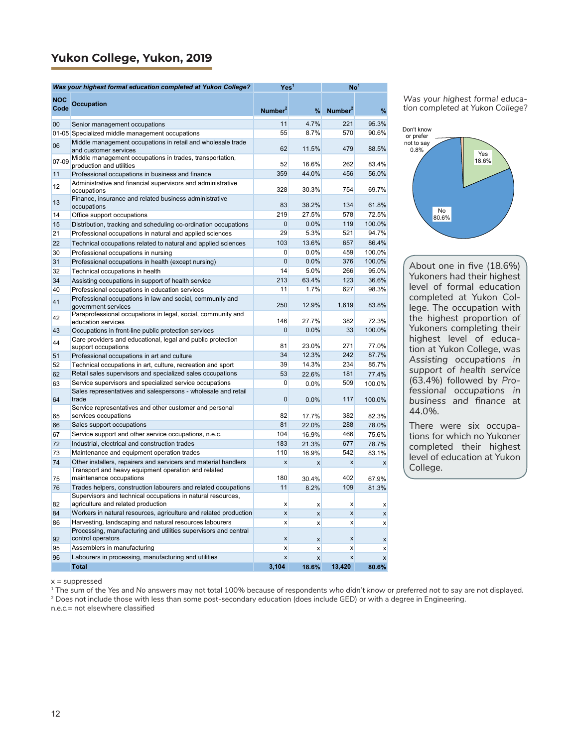## Yukon College, Yukon, 2019

| Was your highest formal education completed at Yukon College? | | Yes[1] | | No[1] | |
|---|---|---|---|---|---|
| NOC Code | Occupation | Number[2] | % | Number[2] | % |
| 00 | Senior management occupations | 11 | 4.7% | 221 | 95.3% |
| 01-05 | Specialized middle management occupations | 55 | 8.7% | 570 | 90.6% |
| 06 | Middle management occupations in retail and wholesale trade and customer services | 62 | 11.5% | 479 | 88.5% |
| 07-09 | Middle management occupations in trades, transportation, production and utilities | 52 | 16.6% | 262 | 83.4% |
| 11 | Professional occupations in business and finance | 359 | 44.0% | 456 | 56.0% |
| 12 | Administrative and financial supervisors and administrative occupations | 328 | 30.3% | 754 | 69.7% |
| 13 | Finance, insurance and related business administrative occupations | 83 | 38.2% | 134 | 61.8% |
| 14 | Office support occupations | 219 | 27.5% | 578 | 72.5% |
| 15 | Distribution, tracking and scheduling co-ordination occupations | 0 | 0.0% | 119 | 100.0% |
| 21 | Professional occupations in natural and applied sciences | 29 | 5.3% | 521 | 94.7% |
| 22 | Technical occupations related to natural and applied sciences | 103 | 13.6% | 657 | 86.4% |
| 30 | Professional occupations in nursing | 0 | 0.0% | 459 | 100.0% |
| 31 | Professional occupations in health (except nursing) | 0 | 0.0% | 376 | 100.0% |
| 32 | Technical occupations in health | 14 | 5.0% | 266 | 95.0% |
| 34 | Assisting occupations in support of health service | 213 | 63.4% | 123 | 36.6% |
| 40 | Professional occupations in education services | 11 | 1.7% | 627 | 98.3% |
| 41 | Professional occupations in law and social, community and government services | 250 | 12.9% | 1,619 | 83.8% |
| 42 | Paraprofessional occupations in legal, social, community and education services | 146 | 27.7% | 382 | 72.3% |
| 43 | Occupations in front-line public protection services | 0 | 0.0% | 33 | 100.0% |
| 44 | Care providers and educational, legal and public protection support occupations | 81 | 23.0% | 271 | 77.0% |
| 51 | Professional occupations in art and culture | 34 | 12.3% | 242 | 87.7% |
| 52 | Technical occupations in art, culture, recreation and sport | 39 | 14.3% | 234 | 85.7% |
| 62 | Retail sales supervisors and specialized sales occupations | 53 | 22.6% | 181 | 77.4% |
| 63 | Service supervisors and specialized service occupations | 0 | 0.0% | 509 | 100.0% |
| 64 | Sales representatives and salespersons - wholesale and retail trade | 0 | 0.0% | 117 | 100.0% |
| 65 | Service representatives and other customer and personal services occupations | 82 | 17.7% | 382 | 82.3% |
| 66 | Sales support occupations | 81 | 22.0% | 288 | 78.0% |
| 67 | Service support and other service occupations, n.e.c. | 104 | 16.9% | 466 | 75.6% |
| 72 | Industrial, electrical and construction trades | 183 | 21.3% | 677 | 78.7% |
| 73 | Maintenance and equipment operation trades | 110 | 16.9% | 542 | 83.1% |
| 74 | Other installers, repairers and servicers and material handlers | x | x | x | x |
| 75 | Transport and heavy equipment operation and related maintenance occupations | 180 | 30.4% | 402 | 67.9% |
| 76 | Trades helpers, construction labourers and related occupations | 11 | 8.2% | 109 | 81.3% |
| 82 | Supervisors and technical occupations in natural resources, agriculture and related production | x | x | x | x |
| 84 | Workers in natural resources, agriculture and related production | x | x | x | x |
| 86 | Harvesting, landscaping and natural resources labourers | x | x | x | x |
| 92 | Processing, manufacturing and utilities supervisors and central control operators | x | x | x | x |
| 95 | Assemblers in manufacturing | x | x | x | x |
| 96 | Labourers in processing, manufacturing and utilities | x | x | x | x |
| | **Total** | **3,104** | **18.6%** | **13,420** | **80.6%** |

*Was your highest formal education completed at Yukon College?*

Don't know or prefer not to say 0.8%
Yes 18.6%
No 80.6%

About one in five (18.6%) Yukoners had their highest level of formal education completed at Yukon College. The occupation with the highest proportion of Yukoners completing their highest level of education at Yukon College, was *Assisting occupations in support of health service* (63.4%) followed by *Professional occupations in business and finance* at 44.0%.

There were six occupations for which no Yukoner completed their highest level of education at Yukon College.

x = suppressed
[1] The sum of the Yes and No answers may not total 100% because of respondents *who didn't know* or *preferred not to say* are not displayed.
[2] Does not include those with less than some post-secondary education (does include GED) or with a degree in Engineering.
n.e.c.= not elsewhere classified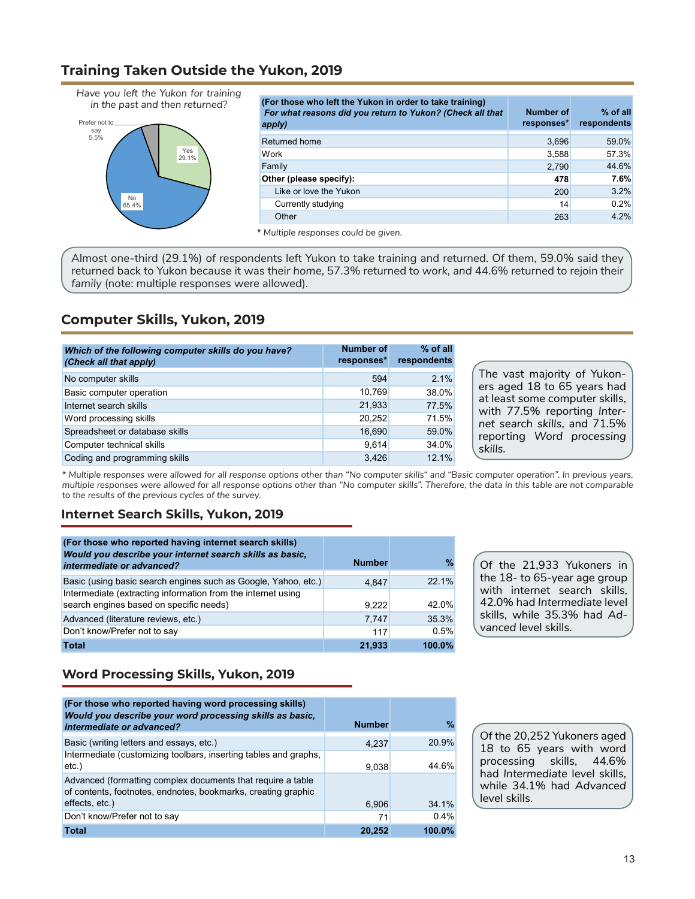## Training Taken Outside the Yukon, 2019

*Have you left the Yukon for training in the past and then returned?*

Prefer not to say 5.5%
Yes 29.1%
No 65.4%

| (For those who left the Yukon in order to take training) *For what reasons did you return to Yukon? (Check all that apply)* | Number of responses* | % of all respondents |
|---|---|---|
| Returned home | 3,696 | 59.0% |
| Work | 3,588 | 57.3% |
| Family | 2,790 | 44.6% |
| **Other (please specify):** | **478** | **7.6%** |
| Like or love the Yukon | 200 | 3.2% |
| Currently studying | 14 | 0.2% |
| Other | 263 | 4.2% |

*\* Multiple responses could be given.*

Almost one-third (29.1%) of respondents left Yukon to take training and returned. Of them, 59.0% said they returned back to Yukon because it was their *home*, 57.3% returned to *work*, and 44.6% returned to rejoin their *family* (note: multiple responses were allowed).

## Computer Skills, Yukon, 2019

| *Which of the following computer skills do you have? (Check all that apply)* | Number of responses* | % of all respondents |
|---|---|---|
| No computer skills | 594 | 2.1% |
| Basic computer operation | 10,769 | 38.0% |
| Internet search skills | 21,933 | 77.5% |
| Word processing skills | 20,252 | 71.5% |
| Spreadsheet or database skills | 16,690 | 59.0% |
| Computer technical skills | 9,614 | 34.0% |
| Coding and programming skills | 3,426 | 12.1% |

The vast majority of Yukoners aged 18 to 65 years had at least some computer skills, with 77.5% reporting *Internet search skills*, and 71.5% reporting *Word processing skills.*

*\* Multiple responses were allowed for all response options other than "No computer skills" and "Basic computer operation". In previous years, multiple responses were allowed for all response options other than "No computer skills". Therefore, the data in this table are not comparable to the results of the previous cycles of the survey.*

### Internet Search Skills, Yukon, 2019

| (For those who reported having internet search skills) *Would you describe your internet search skills as basic, intermediate or advanced?* | Number | % |
|---|---|---|
| Basic (using basic search engines such as Google, Yahoo, etc.) | 4,847 | 22.1% |
| Intermediate (extracting information from the internet using search engines based on specific needs) | 9,222 | 42.0% |
| Advanced (literature reviews, etc.) | 7,747 | 35.3% |
| Don't know/Prefer not to say | 117 | 0.5% |
| **Total** | **21,933** | **100.0%** |

Of the 21,933 Yukoners in the 18- to 65-year age group with internet search skills, 42.0% had *Intermediate* level skills, while 35.3% had *Advanced* level skills.

### Word Processing Skills, Yukon, 2019

| (For those who reported having word processing skills) *Would you describe your word processing skills as basic, intermediate or advanced?* | Number | % |
|---|---|---|
| Basic (writing letters and essays, etc.) | 4,237 | 20.9% |
| Intermediate (customizing toolbars, inserting tables and graphs, etc.) | 9,038 | 44.6% |
| Advanced (formatting complex documents that require a table of contents, footnotes, endnotes, bookmarks, creating graphic effects, etc.) | 6,906 | 34.1% |
| Don't know/Prefer not to say | 71 | 0.4% |
| **Total** | **20,252** | **100.0%** |

Of the 20,252 Yukoners aged 18 to 65 years with word processing skills, 44.6% had *Intermediate* level skills, while 34.1% had *Advanced* level skills.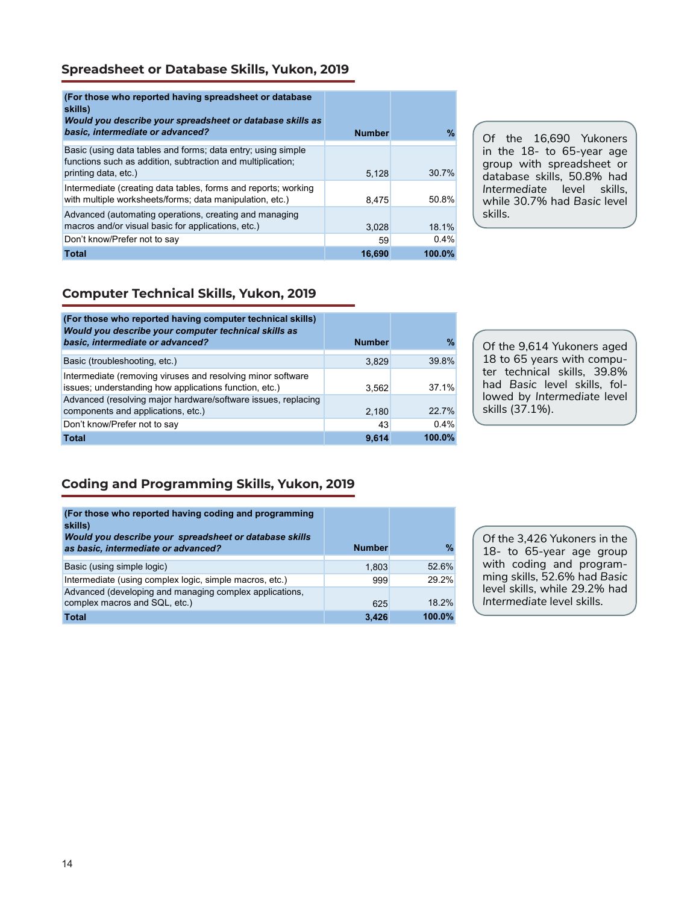## Spreadsheet or Database Skills, Yukon, 2019

| **(For those who reported having spreadsheet or database skills)** ***Would you describe your spreadsheet or database skills as basic, intermediate or advanced?*** | **Number** | **%** |
|---|---|---|
| Basic (using data tables and forms; data entry; using simple functions such as addition, subtraction and multiplication; printing data, etc.) | 5,128 | 30.7% |
| Intermediate (creating data tables, forms and reports; working with multiple worksheets/forms; data manipulation, etc.) | 8,475 | 50.8% |
| Advanced (automating operations, creating and managing macros and/or visual basic for applications, etc.) | 3,028 | 18.1% |
| Don't know/Prefer not to say | 59 | 0.4% |
| **Total** | **16,690** | **100.0%** |

Of the 16,690 Yukoners in the 18- to 65-year age group with spreadsheet or database skills, 50.8% had *Intermediate* level skills, while 30.7% had *Basic* level skills.

## Computer Technical Skills, Yukon, 2019

| **(For those who reported having computer technical skills)** ***Would you describe your computer technical skills as basic, intermediate or advanced?*** | **Number** | **%** |
|---|---|---|
| Basic (troubleshooting, etc.) | 3,829 | 39.8% |
| Intermediate (removing viruses and resolving minor software issues; understanding how applications function, etc.) | 3,562 | 37.1% |
| Advanced (resolving major hardware/software issues, replacing components and applications, etc.) | 2,180 | 22.7% |
| Don't know/Prefer not to say | 43 | 0.4% |
| **Total** | **9,614** | **100.0%** |

Of the 9,614 Yukoners aged 18 to 65 years with computer technical skills, 39.8% had *Basic* level skills, followed by *Intermediate* level skills (37.1%).

## Coding and Programming Skills, Yukon, 2019

| **(For those who reported having coding and programming skills)** ***Would you describe your spreadsheet or database skills as basic, intermediate or advanced?*** | **Number** | **%** |
|---|---|---|
| Basic (using simple logic) | 1,803 | 52.6% |
| Intermediate (using complex logic, simple macros, etc.) | 999 | 29.2% |
| Advanced (developing and managing complex applications, complex macros and SQL, etc.) | 625 | 18.2% |
| **Total** | **3,426** | **100.0%** |

Of the 3,426 Yukoners in the 18- to 65-year age group with coding and programming skills, 52.6% had *Basic* level skills, while 29.2% had *Intermediate* level skills.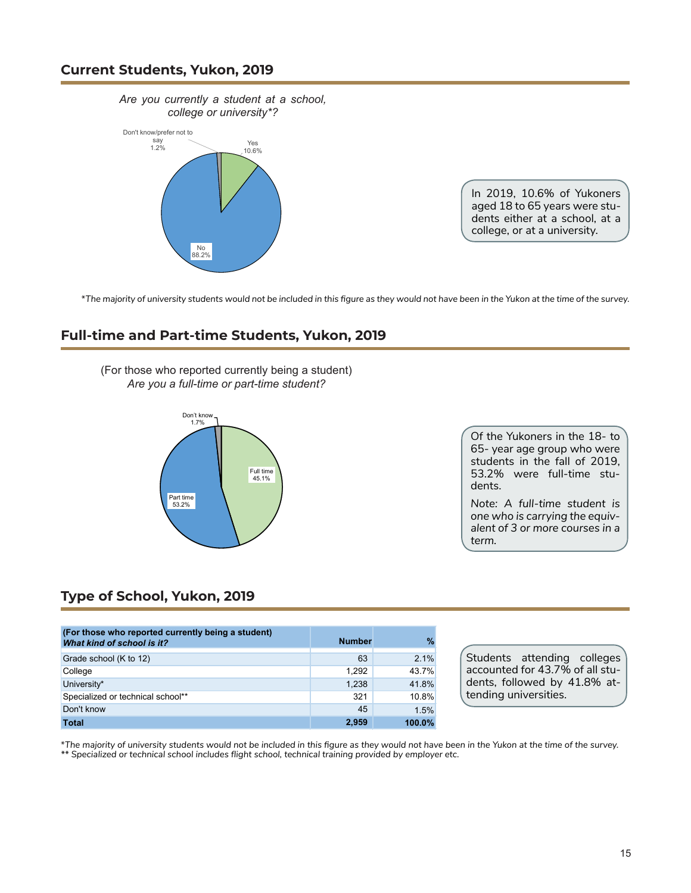## Current Students, Yukon, 2019

*Are you currently a student at a school, college or university*?*

Don't know/prefer not to say 1.2%

Yes 10.6%

No 88.2%

In 2019, 10.6% of Yukoners aged 18 to 65 years were students either at a school, at a college, or at a university.

*The majority of university students would not be included in this figure as they would not have been in the Yukon at the time of the survey.*

## Full-time and Part-time Students, Yukon, 2019

(For those who reported currently being a student)
*Are you a full-time or part-time student?*

Don't know 1.7%

Full time 45.1%

Part time 53.2%

Of the Yukoners in the 18- to 65- year age group who were students in the fall of 2019, 53.2% were full-time students.

Note: *A full-time student is one who is carrying the equivalent of 3 or more courses in a term.*

## Type of School, Yukon, 2019

| **(For those who reported currently being a student)** ***What kind of school is it?*** | **Number** | **%** |
|---|---|---|
| Grade school (K to 12) | 63 | 2.1% |
| College | 1,292 | 43.7% |
| University* | 1,238 | 41.8% |
| Specialized or technical school** | 321 | 10.8% |
| Don't know | 45 | 1.5% |
| **Total** | **2,959** | **100.0%** |

Students attending colleges accounted for 43.7% of all students, followed by 41.8% attending universities.

*The majority of university students would not be included in this figure as they would not have been in the Yukon at the time of the survey.*
*** Specialized or technical school includes flight school, technical training provided by employer etc.*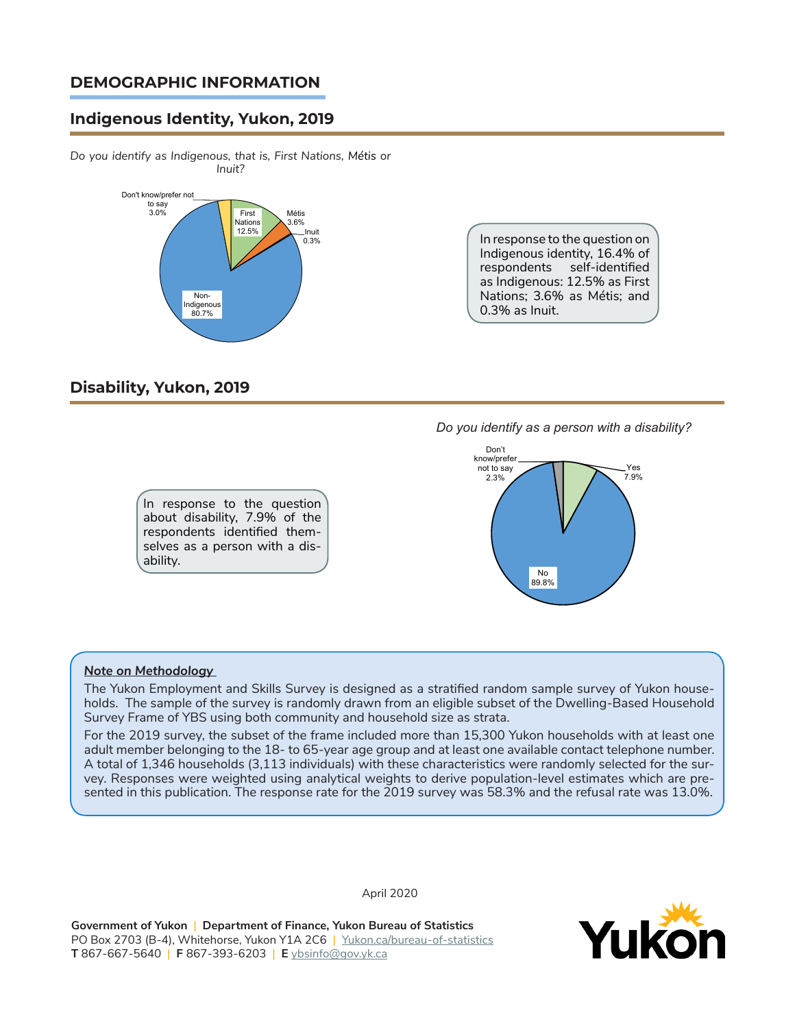## DEMOGRAPHIC INFORMATION

### Indigenous Identity, Yukon, 2019

*Do you identify as Indigenous, that is, First Nations, Métis or Inuit?*

Don't know/prefer not to say 3.0%
First Nations 12.5%
Métis 3.6%
Inuit 0.3%
Non-Indigenous 80.7%

In response to the question on Indigenous identity, 16.4% of respondents self-identified as Indigenous: 12.5% as First Nations; 3.6% as Métis; and 0.3% as Inuit.

### Disability, Yukon, 2019

*Do you identify as a person with a disability?*

Don't know/prefer not to say 2.3%
Yes 7.9%
No 89.8%

In response to the question about disability, 7.9% of the respondents identified themselves as a person with a disability.

**Note on Methodology**

The Yukon Employment and Skills Survey is designed as a stratified random sample survey of Yukon households. The sample of the survey is randomly drawn from an eligible subset of the Dwelling-Based Household Survey Frame of YBS using both community and household size as strata.

For the 2019 survey, the subset of the frame included more than 15,300 Yukon households with at least one adult member belonging to the 18- to 65-year age group and at least one available contact telephone number. A total of 1,346 households (3,113 individuals) with these characteristics were randomly selected for the survey. Responses were weighted using analytical weights to derive population-level estimates which are presented in this publication. The response rate for the 2019 survey was 58.3% and the refusal rate was 13.0%.

April 2020

**Government of Yukon | Department of Finance, Yukon Bureau of Statistics**
PO Box 2703 (B-4), Whitehorse, Yukon Y1A 2C6 | Yukon.ca/bureau-of-statistics
**T** 867-667-5640 | **F** 867-393-6203 | **E** ybsinfo@gov.yk.ca

Yukon